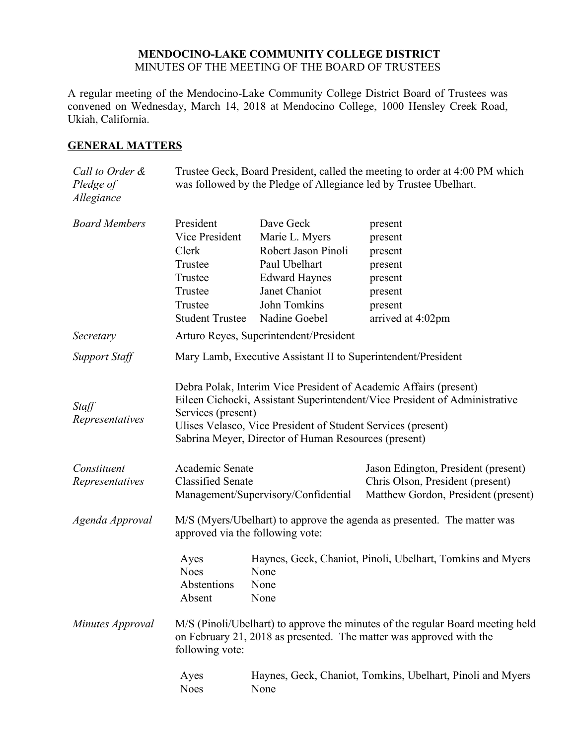# MENDOCINO-LAKE COMMUNITY COLLEGE DISTRICT

MINUTES OF THE MEETING OF THE BOARD OF TRUSTEES

A regular meeting of the Mendocino-Lake Community College District Board of Trustees was convened on Wednesday, March 14, 2018 at Mendocino College, 1000 Hensley Creek Road, Ukiah, California.

## GENERAL MATTERS

*Call to Order & Pledge of Allegiance*

Trustee Geck, Board President, called the meeting to order at 4:00 PM which was followed by the Pledge of Allegiance led by Trustee Ubelhart.

*Board Members*

| | | |
|---|---|---|
| President | Dave Geck | present |
| Vice President | Marie L. Myers | present |
| Clerk | Robert Jason Pinoli | present |
| Trustee | Paul Ubelhart | present |
| Trustee | Edward Haynes | present |
| Trustee | Janet Chaniot | present |
| Trustee | John Tomkins | present |
| Student Trustee | Nadine Goebel | arrived at 4:02pm |

*Secretary*

Arturo Reyes, Superintendent/President

*Support Staff*

Mary Lamb, Executive Assistant II to Superintendent/President

*Staff Representatives*

Debra Polak, Interim Vice President of Academic Affairs (present)
Eileen Cichocki, Assistant Superintendent/Vice President of Administrative Services (present)
Ulises Velasco, Vice President of Student Services (present)
Sabrina Meyer, Director of Human Resources (present)

*Constituent Representatives*

| | |
|---|---|
| Academic Senate | Jason Edington, President (present) |
| Classified Senate | Chris Olson, President (present) |
| Management/Supervisory/Confidential | Matthew Gordon, President (present) |

*Agenda Approval*

M/S (Myers/Ubelhart) to approve the agenda as presented. The matter was approved via the following vote:

| | |
|---|---|
| Ayes | Haynes, Geck, Chaniot, Pinoli, Ubelhart, Tomkins and Myers |
| Noes | None |
| Abstentions | None |
| Absent | None |

*Minutes Approval*

M/S (Pinoli/Ubelhart) to approve the minutes of the regular Board meeting held on February 21, 2018 as presented. The matter was approved with the following vote:

| | |
|---|---|
| Ayes | Haynes, Geck, Chaniot, Tomkins, Ubelhart, Pinoli and Myers |
| Noes | None |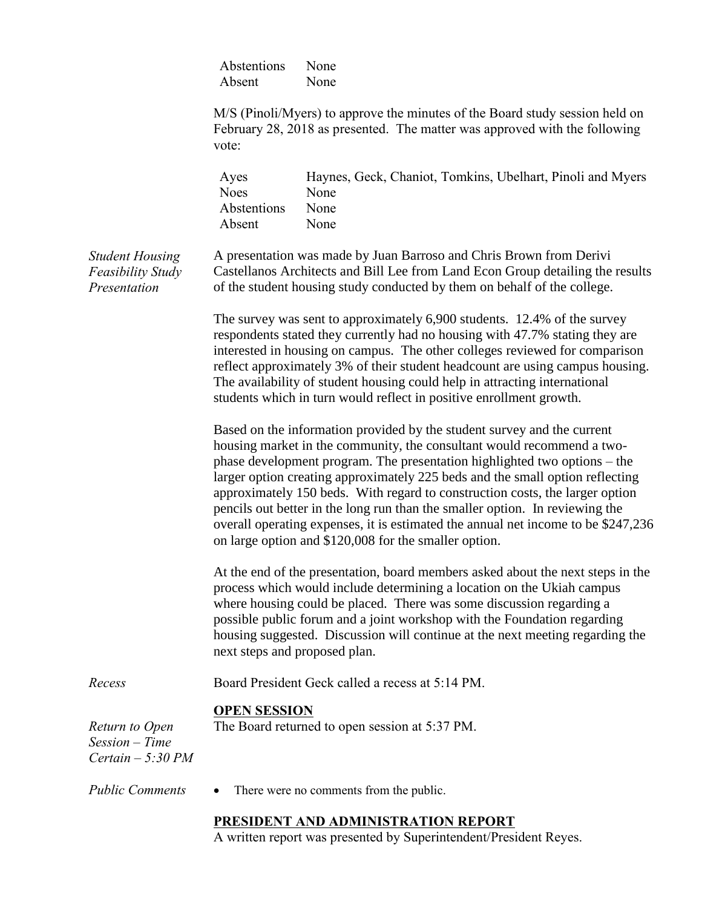| | |
|---|---|
| Abstentions | None |
| Absent | None |

M/S (Pinoli/Myers) to approve the minutes of the Board study session held on February 28, 2018 as presented. The matter was approved with the following vote:

| | |
|---|---|
| Ayes | Haynes, Geck, Chaniot, Tomkins, Ubelhart, Pinoli and Myers |
| Noes | None |
| Abstentions | None |
| Absent | None |

*Student Housing Feasibility Study Presentation*

A presentation was made by Juan Barroso and Chris Brown from Derivi Castellanos Architects and Bill Lee from Land Econ Group detailing the results of the student housing study conducted by them on behalf of the college.

The survey was sent to approximately 6,900 students. 12.4% of the survey respondents stated they currently had no housing with 47.7% stating they are interested in housing on campus. The other colleges reviewed for comparison reflect approximately 3% of their student headcount are using campus housing. The availability of student housing could help in attracting international students which in turn would reflect in positive enrollment growth.

Based on the information provided by the student survey and the current housing market in the community, the consultant would recommend a two-phase development program. The presentation highlighted two options – the larger option creating approximately 225 beds and the small option reflecting approximately 150 beds. With regard to construction costs, the larger option pencils out better in the long run than the smaller option. In reviewing the overall operating expenses, it is estimated the annual net income to be $247,236 on large option and $120,008 for the smaller option.

At the end of the presentation, board members asked about the next steps in the process which would include determining a location on the Ukiah campus where housing could be placed. There was some discussion regarding a possible public forum and a joint workshop with the Foundation regarding housing suggested. Discussion will continue at the next meeting regarding the next steps and proposed plan.

*Recess*

Board President Geck called a recess at 5:14 PM.

## OPEN SESSION

*Return to Open Session – Time Certain – 5:30 PM*

The Board returned to open session at 5:37 PM.

*Public Comments*

- There were no comments from the public.

## PRESIDENT AND ADMINISTRATION REPORT

A written report was presented by Superintendent/President Reyes.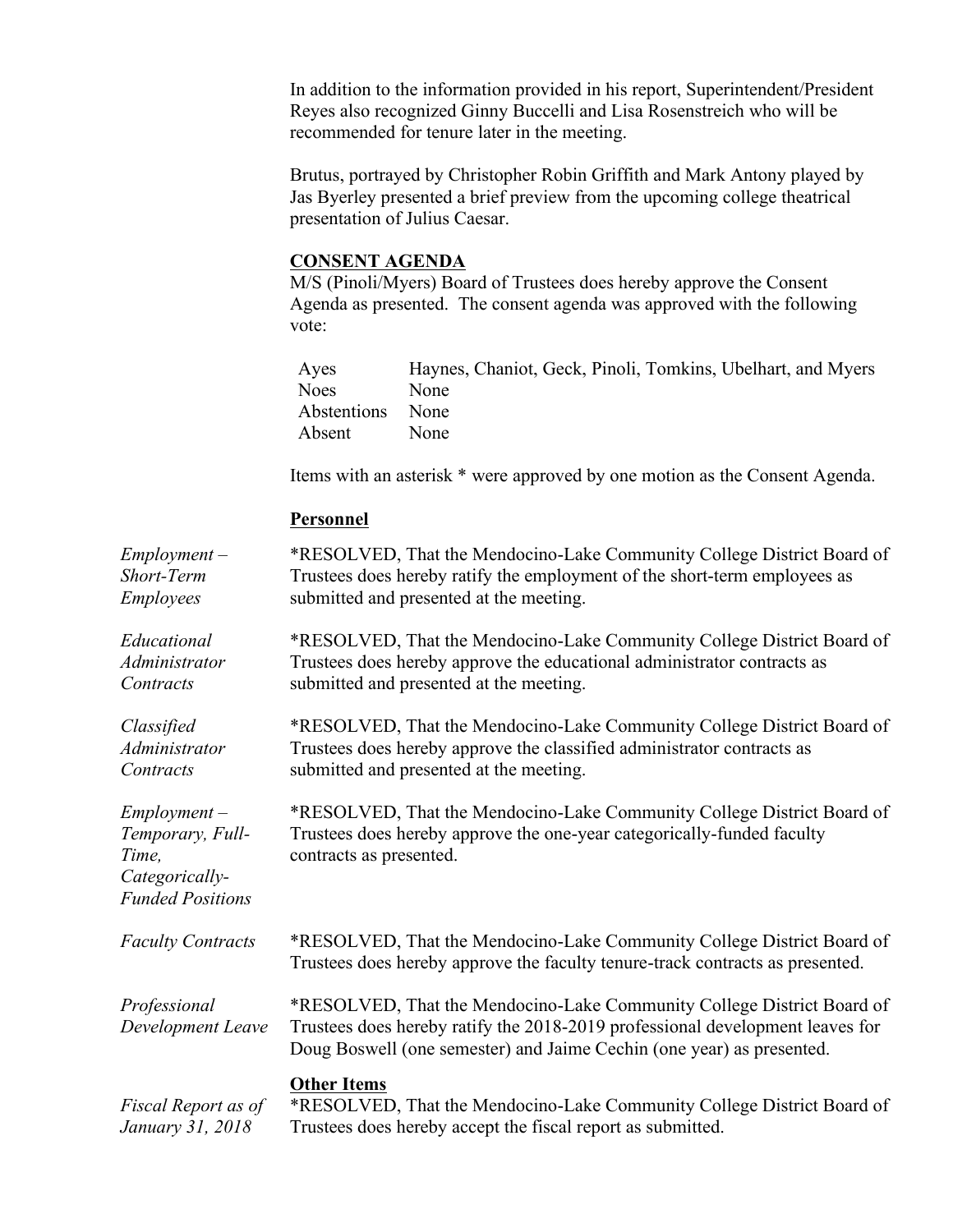In addition to the information provided in his report, Superintendent/President Reyes also recognized Ginny Buccelli and Lisa Rosenstreich who will be recommended for tenure later in the meeting.

Brutus, portrayed by Christopher Robin Griffith and Mark Antony played by Jas Byerley presented a brief preview from the upcoming college theatrical presentation of Julius Caesar.

**CONSENT AGENDA**

M/S (Pinoli/Myers) Board of Trustees does hereby approve the Consent Agenda as presented. The consent agenda was approved with the following vote:

| | |
|---|---|
| Ayes | Haynes, Chaniot, Geck, Pinoli, Tomkins, Ubelhart, and Myers |
| Noes | None |
| Abstentions | None |
| Absent | None |

Items with an asterisk * were approved by one motion as the Consent Agenda.

**Personnel**

*Employment – Short-Term Employees*

*RESOLVED, That the Mendocino-Lake Community College District Board of Trustees does hereby ratify the employment of the short-term employees as submitted and presented at the meeting.

*Educational Administrator Contracts*

*RESOLVED, That the Mendocino-Lake Community College District Board of Trustees does hereby approve the educational administrator contracts as submitted and presented at the meeting.

*Classified Administrator Contracts*

*RESOLVED, That the Mendocino-Lake Community College District Board of Trustees does hereby approve the classified administrator contracts as submitted and presented at the meeting.

*Employment – Temporary, Full-Time, Categorically-Funded Positions*

*RESOLVED, That the Mendocino-Lake Community College District Board of Trustees does hereby approve the one-year categorically-funded faculty contracts as presented.

*Faculty Contracts*

*RESOLVED, That the Mendocino-Lake Community College District Board of Trustees does hereby approve the faculty tenure-track contracts as presented.

*Professional Development Leave*

*RESOLVED, That the Mendocino-Lake Community College District Board of Trustees does hereby ratify the 2018-2019 professional development leaves for Doug Boswell (one semester) and Jaime Cechin (one year) as presented.

**Other Items**

*Fiscal Report as of January 31, 2018*

*RESOLVED, That the Mendocino-Lake Community College District Board of Trustees does hereby accept the fiscal report as submitted.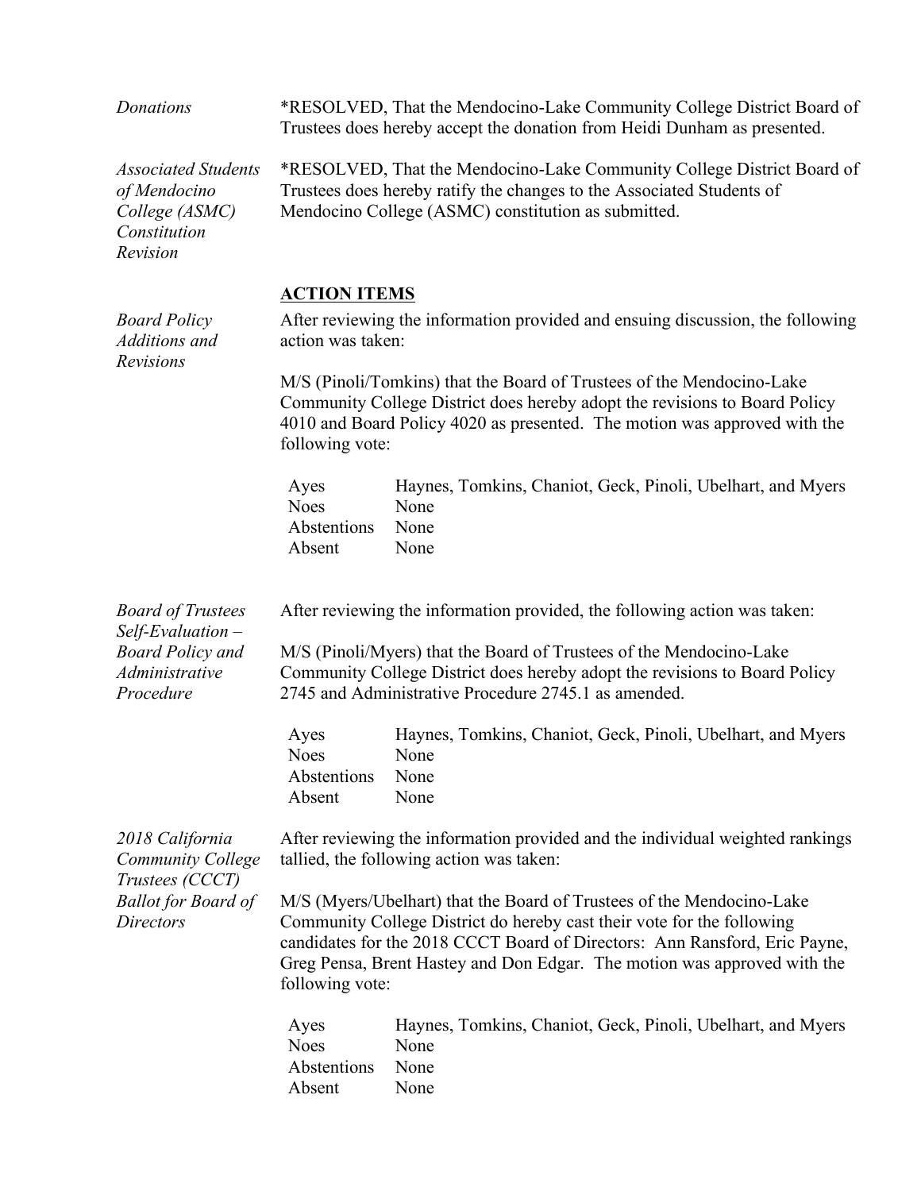*Donations*

*RESOLVED, That the Mendocino-Lake Community College District Board of Trustees does hereby accept the donation from Heidi Dunham as presented.

*Associated Students of Mendocino College (ASMC) Constitution Revision*

*RESOLVED, That the Mendocino-Lake Community College District Board of Trustees does hereby ratify the changes to the Associated Students of Mendocino College (ASMC) constitution as submitted.

## ACTION ITEMS

*Board Policy Additions and Revisions*

After reviewing the information provided and ensuing discussion, the following action was taken:

M/S (Pinoli/Tomkins) that the Board of Trustees of the Mendocino-Lake Community College District does hereby adopt the revisions to Board Policy 4010 and Board Policy 4020 as presented. The motion was approved with the following vote:

| | |
|---|---|
| Ayes | Haynes, Tomkins, Chaniot, Geck, Pinoli, Ubelhart, and Myers |
| Noes | None |
| Abstentions | None |
| Absent | None |

*Board of Trustees Self-Evaluation – Board Policy and Administrative Procedure*

After reviewing the information provided, the following action was taken:

M/S (Pinoli/Myers) that the Board of Trustees of the Mendocino-Lake Community College District does hereby adopt the revisions to Board Policy 2745 and Administrative Procedure 2745.1 as amended.

| | |
|---|---|
| Ayes | Haynes, Tomkins, Chaniot, Geck, Pinoli, Ubelhart, and Myers |
| Noes | None |
| Abstentions | None |
| Absent | None |

*2018 California Community College Trustees (CCCT) Ballot for Board of Directors*

After reviewing the information provided and the individual weighted rankings tallied, the following action was taken:

M/S (Myers/Ubelhart) that the Board of Trustees of the Mendocino-Lake Community College District do hereby cast their vote for the following candidates for the 2018 CCCT Board of Directors: Ann Ransford, Eric Payne, Greg Pensa, Brent Hastey and Don Edgar. The motion was approved with the following vote:

| | |
|---|---|
| Ayes | Haynes, Tomkins, Chaniot, Geck, Pinoli, Ubelhart, and Myers |
| Noes | None |
| Abstentions | None |
| Absent | None |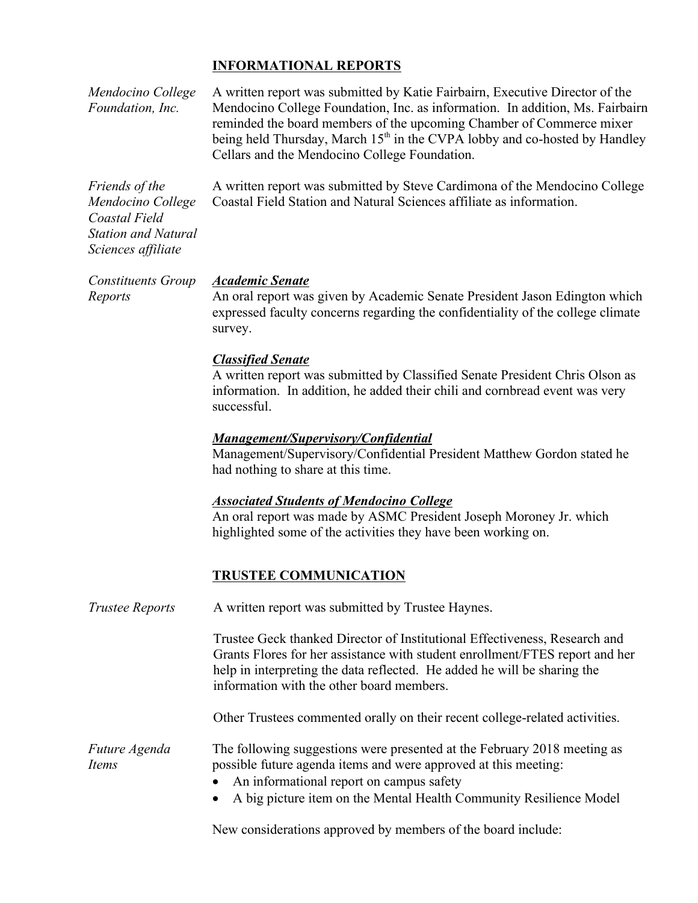## INFORMATIONAL REPORTS

*Mendocino College Foundation, Inc.*

A written report was submitted by Katie Fairbairn, Executive Director of the Mendocino College Foundation, Inc. as information. In addition, Ms. Fairbairn reminded the board members of the upcoming Chamber of Commerce mixer being held Thursday, March 15th in the CVPA lobby and co-hosted by Handley Cellars and the Mendocino College Foundation.

*Friends of the Mendocino College Coastal Field Station and Natural Sciences affiliate*

A written report was submitted by Steve Cardimona of the Mendocino College Coastal Field Station and Natural Sciences affiliate as information.

*Constituents Group Reports*

***Academic Senate***

An oral report was given by Academic Senate President Jason Edington which expressed faculty concerns regarding the confidentiality of the college climate survey.

***Classified Senate***

A written report was submitted by Classified Senate President Chris Olson as information. In addition, he added their chili and cornbread event was very successful.

***Management/Supervisory/Confidential***

Management/Supervisory/Confidential President Matthew Gordon stated he had nothing to share at this time.

***Associated Students of Mendocino College***

An oral report was made by ASMC President Joseph Moroney Jr. which highlighted some of the activities they have been working on.

## TRUSTEE COMMUNICATION

*Trustee Reports*

A written report was submitted by Trustee Haynes.

Trustee Geck thanked Director of Institutional Effectiveness, Research and Grants Flores for her assistance with student enrollment/FTES report and her help in interpreting the data reflected. He added he will be sharing the information with the other board members.

Other Trustees commented orally on their recent college-related activities.

*Future Agenda Items*

The following suggestions were presented at the February 2018 meeting as possible future agenda items and were approved at this meeting:

- An informational report on campus safety
- A big picture item on the Mental Health Community Resilience Model

New considerations approved by members of the board include: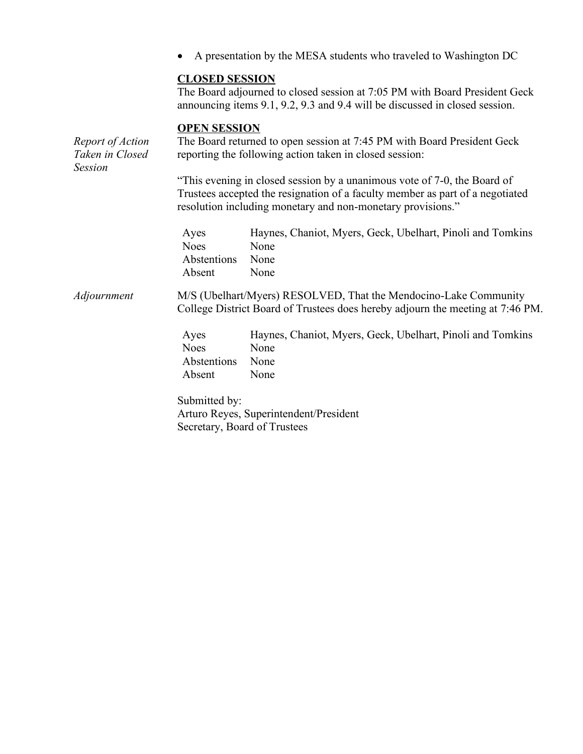- A presentation by the MESA students who traveled to Washington DC

**CLOSED SESSION**

The Board adjourned to closed session at 7:05 PM with Board President Geck announcing items 9.1, 9.2, 9.3 and 9.4 will be discussed in closed session.

**OPEN SESSION**

*Report of Action Taken in Closed Session*

The Board returned to open session at 7:45 PM with Board President Geck reporting the following action taken in closed session:

"This evening in closed session by a unanimous vote of 7-0, the Board of Trustees accepted the resignation of a faculty member as part of a negotiated resolution including monetary and non-monetary provisions."

| | |
|---|---|
| Ayes | Haynes, Chaniot, Myers, Geck, Ubelhart, Pinoli and Tomkins |
| Noes | None |
| Abstentions | None |
| Absent | None |

*Adjournment*

M/S (Ubelhart/Myers) RESOLVED, That the Mendocino-Lake Community College District Board of Trustees does hereby adjourn the meeting at 7:46 PM.

| | |
|---|---|
| Ayes | Haynes, Chaniot, Myers, Geck, Ubelhart, Pinoli and Tomkins |
| Noes | None |
| Abstentions | None |
| Absent | None |

Submitted by:
Arturo Reyes, Superintendent/President
Secretary, Board of Trustees